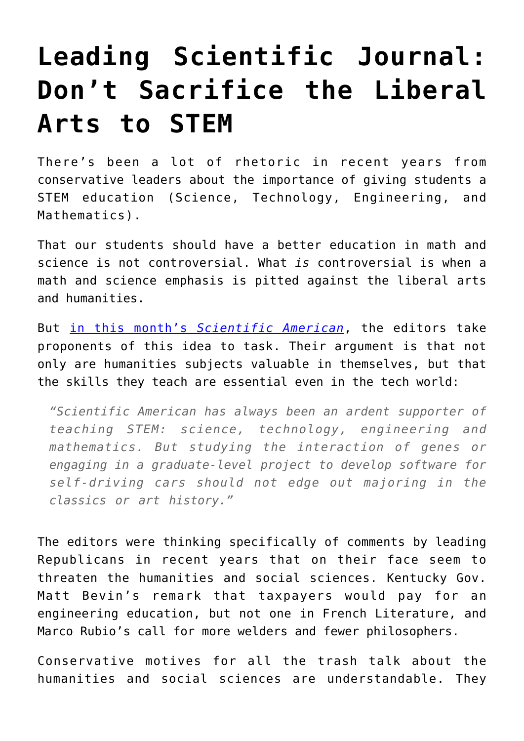# Leading Scientific Journal: Don't Sacrifice the Liberal Arts to STEM

There's been a lot of rhetoric in recent years from conservative leaders about the importance of giving students a STEM education (Science, Technology, Engineering, and Mathematics).

That our students should have a better education in math and science is not controversial. What *is* controversial is when a math and science emphasis is pitted against the liberal arts and humanities.

But [in this month's *Scientific American*](), the editors take proponents of this idea to task. Their argument is that not only are humanities subjects valuable in themselves, but that the skills they teach are essential even in the tech world:

> *"Scientific American has always been an ardent supporter of teaching STEM: science, technology, engineering and mathematics. But studying the interaction of genes or engaging in a graduate-level project to develop software for self-driving cars should not edge out majoring in the classics or art history."*

The editors were thinking specifically of comments by leading Republicans in recent years that on their face seem to threaten the humanities and social sciences. Kentucky Gov. Matt Bevin's remark that taxpayers would pay for an engineering education, but not one in French Literature, and Marco Rubio's call for more welders and fewer philosophers.

Conservative motives for all the trash talk about the humanities and social sciences are understandable. They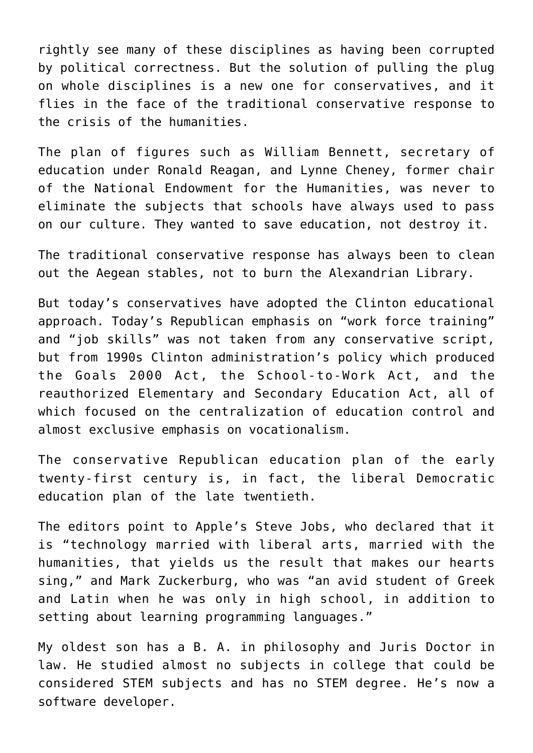rightly see many of these disciplines as having been corrupted by political correctness. But the solution of pulling the plug on whole disciplines is a new one for conservatives, and it flies in the face of the traditional conservative response to the crisis of the humanities.

The plan of figures such as William Bennett, secretary of education under Ronald Reagan, and Lynne Cheney, former chair of the National Endowment for the Humanities, was never to eliminate the subjects that schools have always used to pass on our culture. They wanted to save education, not destroy it.

The traditional conservative response has always been to clean out the Aegean stables, not to burn the Alexandrian Library.

But today's conservatives have adopted the Clinton educational approach. Today's Republican emphasis on "work force training" and "job skills" was not taken from any conservative script, but from 1990s Clinton administration's policy which produced the Goals 2000 Act, the School-to-Work Act, and the reauthorized Elementary and Secondary Education Act, all of which focused on the centralization of education control and almost exclusive emphasis on vocationalism.

The conservative Republican education plan of the early twenty-first century is, in fact, the liberal Democratic education plan of the late twentieth.

The editors point to Apple's Steve Jobs, who declared that it is "technology married with liberal arts, married with the humanities, that yields us the result that makes our hearts sing," and Mark Zuckerburg, who was "an avid student of Greek and Latin when he was only in high school, in addition to setting about learning programming languages."

My oldest son has a B. A. in philosophy and Juris Doctor in law. He studied almost no subjects in college that could be considered STEM subjects and has no STEM degree. He's now a software developer.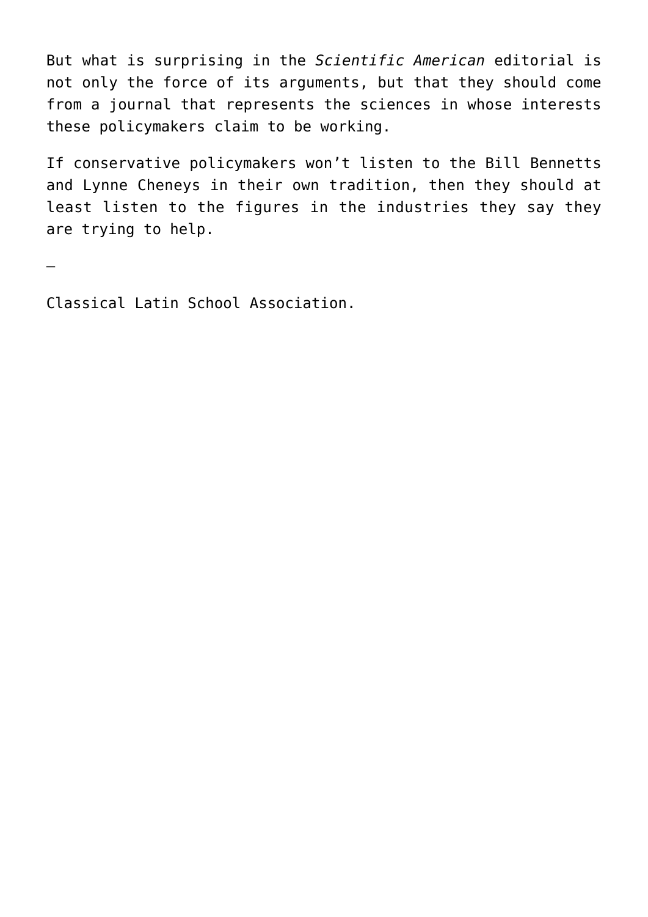But what is surprising in the *Scientific American* editorial is not only the force of its arguments, but that they should come from a journal that represents the sciences in whose interests these policymakers claim to be working.

If conservative policymakers won't listen to the Bill Bennetts and Lynne Cheneys in their own tradition, then they should at least listen to the figures in the industries they say they are trying to help.

—

Classical Latin School Association.